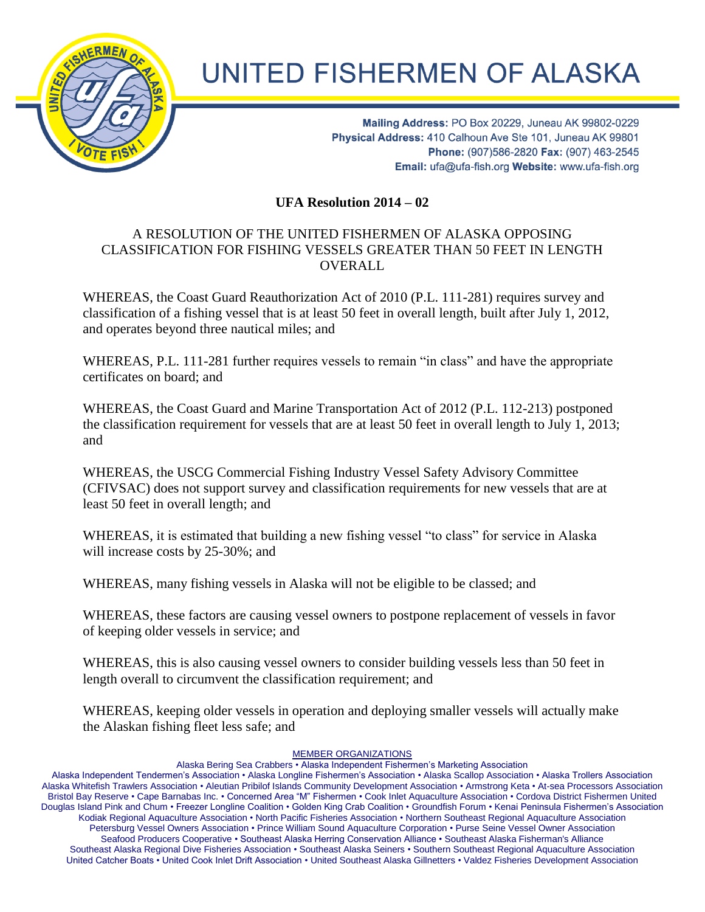# UNITED FISHERMEN OF ALASKA

**Mailing Address:** PO Box 20229, Juneau AK 99802-0229
**Physical Address:** 410 Calhoun Ave Ste 101, Juneau AK 99801
**Phone:** (907)586-2820 **Fax:** (907) 463-2545
**Email:** ufa@ufa-fish.org **Website:** www.ufa-fish.org

## UFA Resolution 2014 – 02

A RESOLUTION OF THE UNITED FISHERMEN OF ALASKA OPPOSING CLASSIFICATION FOR FISHING VESSELS GREATER THAN 50 FEET IN LENGTH OVERALL

WHEREAS, the Coast Guard Reauthorization Act of 2010 (P.L. 111-281) requires survey and classification of a fishing vessel that is at least 50 feet in overall length, built after July 1, 2012, and operates beyond three nautical miles; and

WHEREAS, P.L. 111-281 further requires vessels to remain "in class" and have the appropriate certificates on board; and

WHEREAS, the Coast Guard and Marine Transportation Act of 2012 (P.L. 112-213) postponed the classification requirement for vessels that are at least 50 feet in overall length to July 1, 2013; and

WHEREAS, the USCG Commercial Fishing Industry Vessel Safety Advisory Committee (CFIVSAC) does not support survey and classification requirements for new vessels that are at least 50 feet in overall length; and

WHEREAS, it is estimated that building a new fishing vessel "to class" for service in Alaska will increase costs by 25-30%; and

WHEREAS, many fishing vessels in Alaska will not be eligible to be classed; and

WHEREAS, these factors are causing vessel owners to postpone replacement of vessels in favor of keeping older vessels in service; and

WHEREAS, this is also causing vessel owners to consider building vessels less than 50 feet in length overall to circumvent the classification requirement; and

WHEREAS, keeping older vessels in operation and deploying smaller vessels will actually make the Alaskan fishing fleet less safe; and

MEMBER ORGANIZATIONS

Alaska Bering Sea Crabbers • Alaska Independent Fishermen's Marketing Association
Alaska Independent Tendermen's Association • Alaska Longline Fishermen's Association • Alaska Scallop Association • Alaska Trollers Association
Alaska Whitefish Trawlers Association • Aleutian Pribilof Islands Community Development Association • Armstrong Keta • At-sea Processors Association
Bristol Bay Reserve • Cape Barnabas Inc. • Concerned Area "M" Fishermen • Cook Inlet Aquaculture Association • Cordova District Fishermen United
Douglas Island Pink and Chum • Freezer Longline Coalition • Golden King Crab Coalition • Groundfish Forum • Kenai Peninsula Fishermen's Association
Kodiak Regional Aquaculture Association • North Pacific Fisheries Association • Northern Southeast Regional Aquaculture Association
Petersburg Vessel Owners Association • Prince William Sound Aquaculture Corporation • Purse Seine Vessel Owner Association
Seafood Producers Cooperative • Southeast Alaska Herring Conservation Alliance • Southeast Alaska Fisherman's Alliance
Southeast Alaska Regional Dive Fisheries Association • Southeast Alaska Seiners • Southern Southeast Regional Aquaculture Association
United Catcher Boats • United Cook Inlet Drift Association • United Southeast Alaska Gillnetters • Valdez Fisheries Development Association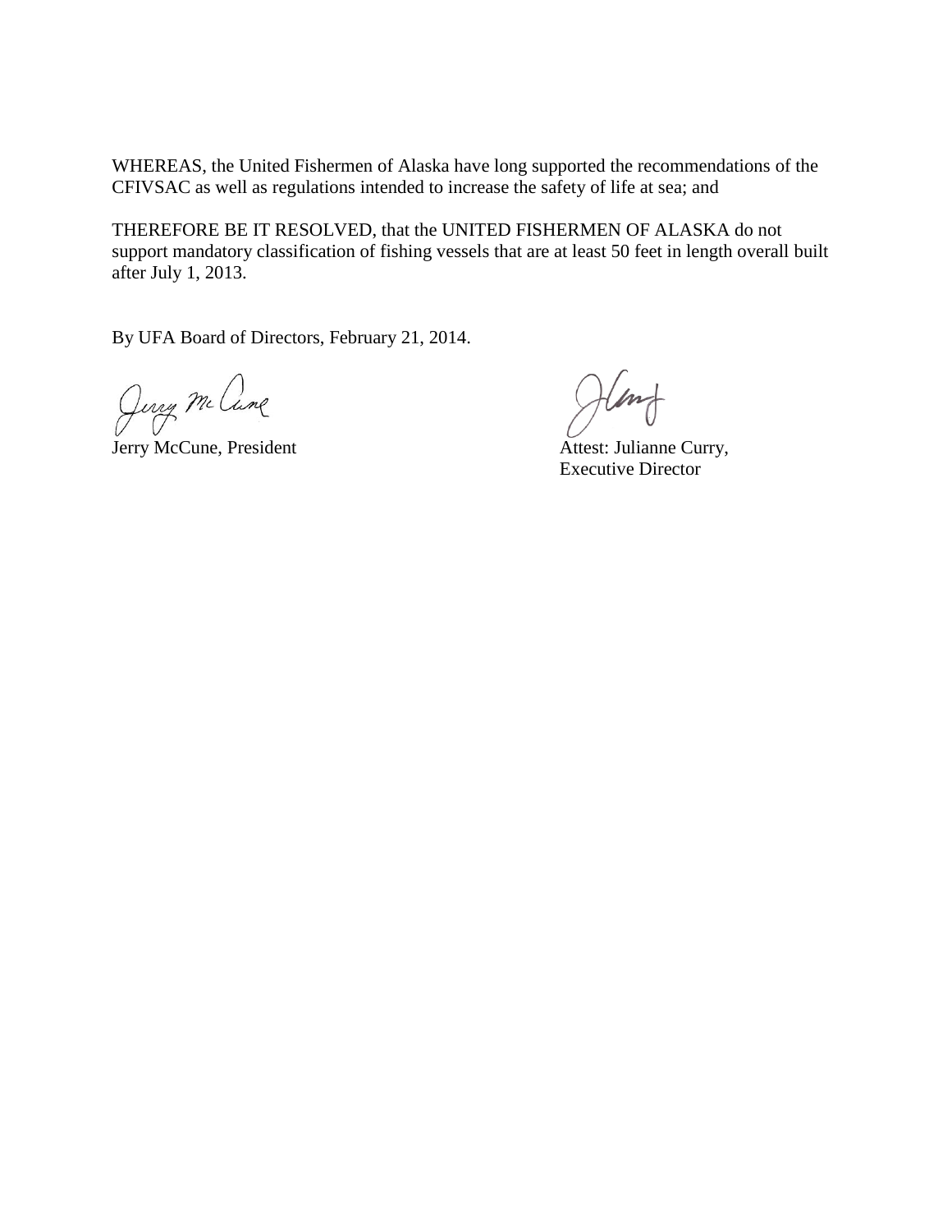WHEREAS, the United Fishermen of Alaska have long supported the recommendations of the CFIVSAC as well as regulations intended to increase the safety of life at sea; and

THEREFORE BE IT RESOLVED, that the UNITED FISHERMEN OF ALASKA do not support mandatory classification of fishing vessels that are at least 50 feet in length overall built after July 1, 2013.

By UFA Board of Directors, February 21, 2014.

Jerry McCune, President

Attest: Julianne Curry,
Executive Director